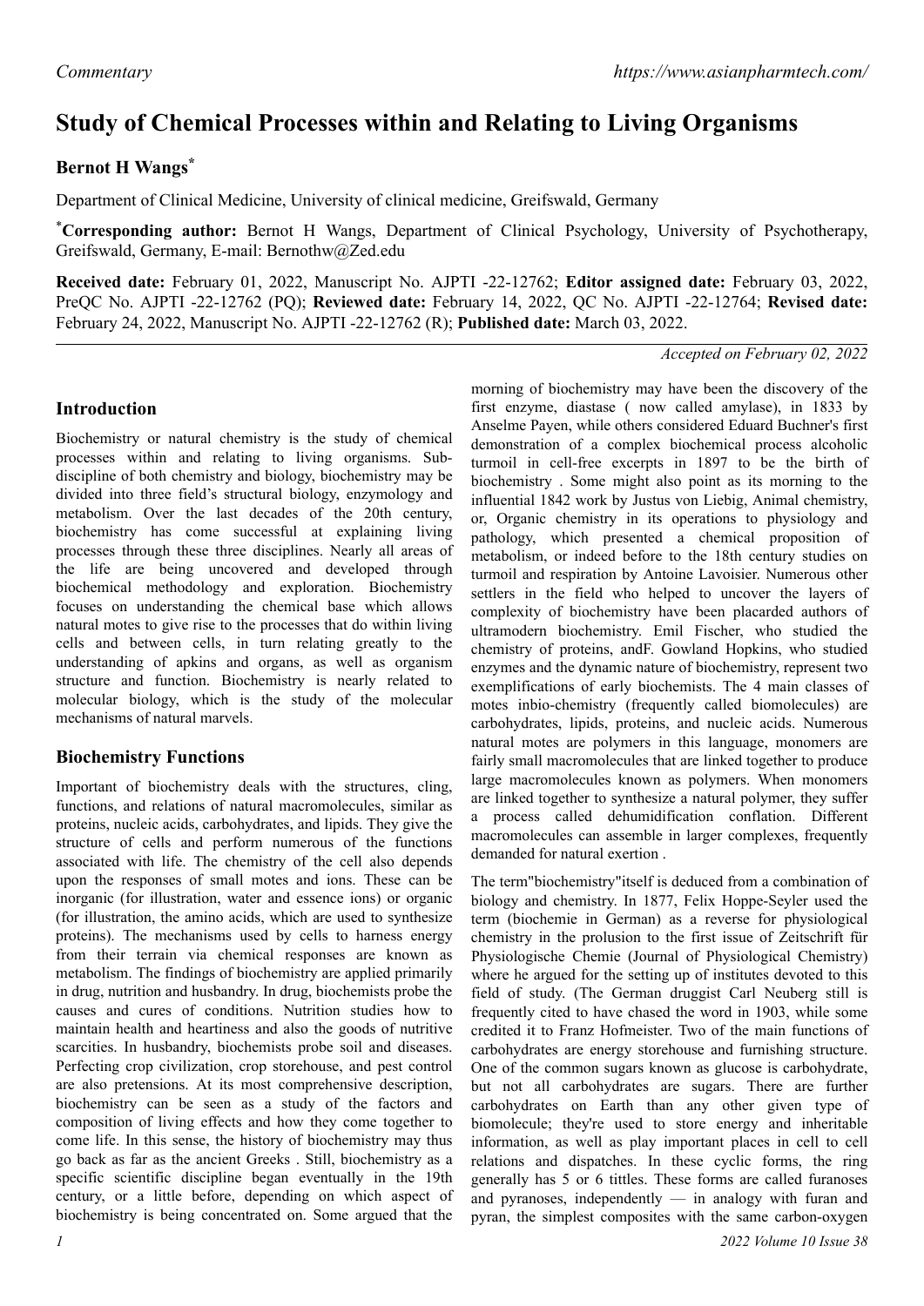*Commentary*

# Study of Chemical Processes within and Relating to Living Organisms

**Bernot H Wangs***

Department of Clinical Medicine, University of clinical medicine, Greifswald, Germany

***Corresponding author:** Bernot H Wangs, Department of Clinical Psychology, University of Psychotherapy, Greifswald, Germany, E-mail: Bernothw@Zed.edu

**Received date:** February 01, 2022, Manuscript No. AJPTI -22-12762; **Editor assigned date:** February 03, 2022, PreQC No. AJPTI -22-12762 (PQ); **Reviewed date:** February 14, 2022, QC No. AJPTI -22-12764; **Revised date:** February 24, 2022, Manuscript No. AJPTI -22-12762 (R); **Published date:** March 03, 2022.

*Accepted on February 02, 2022*

## Introduction

Biochemistry or natural chemistry is the study of chemical processes within and relating to living organisms. Sub-discipline of both chemistry and biology, biochemistry may be divided into three field's structural biology, enzymology and metabolism. Over the last decades of the 20th century, biochemistry has come successful at explaining living processes through these three disciplines. Nearly all areas of the life are being uncovered and developed through biochemical methodology and exploration. Biochemistry focuses on understanding the chemical base which allows natural motes to give rise to the processes that do within living cells and between cells, in turn relating greatly to the understanding of apkins and organs, as well as organism structure and function. Biochemistry is nearly related to molecular biology, which is the study of the molecular mechanisms of natural marvels.

## Biochemistry Functions

Important of biochemistry deals with the structures, cling, functions, and relations of natural macromolecules, similar as proteins, nucleic acids, carbohydrates, and lipids. They give the structure of cells and perform numerous of the functions associated with life. The chemistry of the cell also depends upon the responses of small motes and ions. These can be inorganic (for illustration, water and essence ions) or organic (for illustration, the amino acids, which are used to synthesize proteins). The mechanisms used by cells to harness energy from their terrain via chemical responses are known as metabolism. The findings of biochemistry are applied primarily in drug, nutrition and husbandry. In drug, biochemists probe the causes and cures of conditions. Nutrition studies how to maintain health and heartiness and also the goods of nutritive scarcities. In husbandry, biochemists probe soil and diseases. Perfecting crop civilization, crop storehouse, and pest control are also pretensions. At its most comprehensive description, biochemistry can be seen as a study of the factors and composition of living effects and how they come together to come life. In this sense, the history of biochemistry may thus go back as far as the ancient Greeks . Still, biochemistry as a specific scientific discipline began eventually in the 19th century, or a little before, depending on which aspect of biochemistry is being concentrated on. Some argued that the morning of biochemistry may have been the discovery of the first enzyme, diastase ( now called amylase), in 1833 by Anselme Payen, while others considered Eduard Buchner's first demonstration of a complex biochemical process alcoholic turmoil in cell-free excerpts in 1897 to be the birth of biochemistry . Some might also point as its morning to the influential 1842 work by Justus von Liebig, Animal chemistry, or, Organic chemistry in its operations to physiology and pathology, which presented a chemical proposition of metabolism, or indeed before to the 18th century studies on turmoil and respiration by Antoine Lavoisier. Numerous other settlers in the field who helped to uncover the layers of complexity of biochemistry have been placarded authors of ultramodern biochemistry. Emil Fischer, who studied the chemistry of proteins, andF. Gowland Hopkins, who studied enzymes and the dynamic nature of biochemistry, represent two exemplifications of early biochemists. The 4 main classes of motes inbio-chemistry (frequently called biomolecules) are carbohydrates, lipids, proteins, and nucleic acids. Numerous natural motes are polymers in this language, monomers are fairly small macromolecules that are linked together to produce large macromolecules known as polymers. When monomers are linked together to synthesize a natural polymer, they suffer a process called dehumidification conflation. Different macromolecules can assemble in larger complexes, frequently demanded for natural exertion .

The term"biochemistry"itself is deduced from a combination of biology and chemistry. In 1877, Felix Hoppe-Seyler used the term (biochemie in German) as a reverse for physiological chemistry in the prolusion to the first issue of Zeitschrift für Physiologische Chemie (Journal of Physiological Chemistry) where he argued for the setting up of institutes devoted to this field of study. (The German druggist Carl Neuberg still is frequently cited to have chased the word in 1903, while some credited it to Franz Hofmeister. Two of the main functions of carbohydrates are energy storehouse and furnishing structure. One of the common sugars known as glucose is carbohydrate, but not all carbohydrates are sugars. There are further carbohydrates on Earth than any other given type of biomolecule; they're used to store energy and inheritable information, as well as play important places in cell to cell relations and dispatches. In these cyclic forms, the ring generally has 5 or 6 tittles. These forms are called furanoses and pyranoses, independently — in analogy with furan and pyran, the simplest composites with the same carbon-oxygen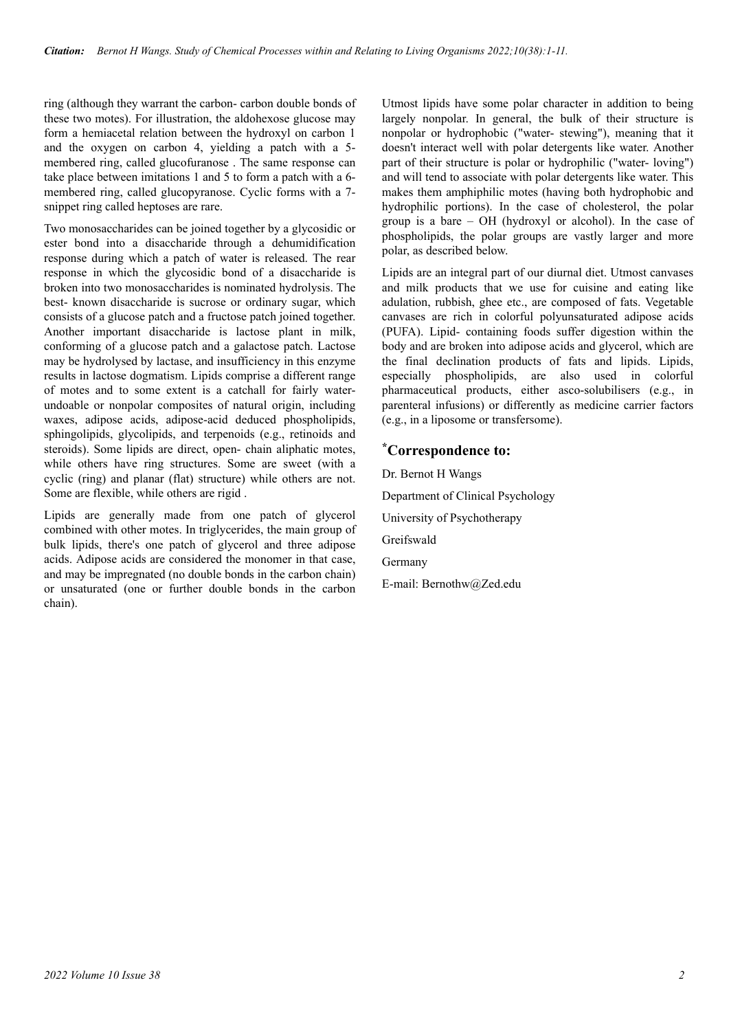ring (although they warrant the carbon- carbon double bonds of these two motes). For illustration, the aldohexose glucose may form a hemiacetal relation between the hydroxyl on carbon 1 and the oxygen on carbon 4, yielding a patch with a 5-membered ring, called glucofuranose . The same response can take place between imitations 1 and 5 to form a patch with a 6-membered ring, called glucopyranose. Cyclic forms with a 7-snippet ring called heptoses are rare.

Two monosaccharides can be joined together by a glycosidic or ester bond into a disaccharide through a dehumidification response during which a patch of water is released. The rear response in which the glycosidic bond of a disaccharide is broken into two monosaccharides is nominated hydrolysis. The best- known disaccharide is sucrose or ordinary sugar, which consists of a glucose patch and a fructose patch joined together. Another important disaccharide is lactose plant in milk, conforming of a glucose patch and a galactose patch. Lactose may be hydrolysed by lactase, and insufficiency in this enzyme results in lactose dogmatism. Lipids comprise a different range of motes and to some extent is a catchall for fairly water-undoable or nonpolar composites of natural origin, including waxes, adipose acids, adipose-acid deduced phospholipids, sphingolipids, glycolipids, and terpenoids (e.g., retinoids and steroids). Some lipids are direct, open- chain aliphatic motes, while others have ring structures. Some are sweet (with a cyclic (ring) and planar (flat) structure) while others are not. Some are flexible, while others are rigid .

Lipids are generally made from one patch of glycerol combined with other motes. In triglycerides, the main group of bulk lipids, there's one patch of glycerol and three adipose acids. Adipose acids are considered the monomer in that case, and may be impregnated (no double bonds in the carbon chain) or unsaturated (one or further double bonds in the carbon chain).

Utmost lipids have some polar character in addition to being largely nonpolar. In general, the bulk of their structure is nonpolar or hydrophobic ("water- stewing"), meaning that it doesn't interact well with polar detergents like water. Another part of their structure is polar or hydrophilic ("water- loving") and will tend to associate with polar detergents like water. This makes them amphiphilic motes (having both hydrophobic and hydrophilic portions). In the case of cholesterol, the polar group is a bare – OH (hydroxyl or alcohol). In the case of phospholipids, the polar groups are vastly larger and more polar, as described below.

Lipids are an integral part of our diurnal diet. Utmost canvases and milk products that we use for cuisine and eating like adulation, rubbish, ghee etc., are composed of fats. Vegetable canvases are rich in colorful polyunsaturated adipose acids (PUFA). Lipid- containing foods suffer digestion within the body and are broken into adipose acids and glycerol, which are the final declination products of fats and lipids. Lipids, especially phospholipids, are also used in colorful pharmaceutical products, either asco-solubilisers (e.g., in parenteral infusions) or differently as medicine carrier factors (e.g., in a liposome or transfersome).

## *Correspondence to:

Dr. Bernot H Wangs

Department of Clinical Psychology

University of Psychotherapy

Greifswald

Germany

E-mail: Bernothw@Zed.edu